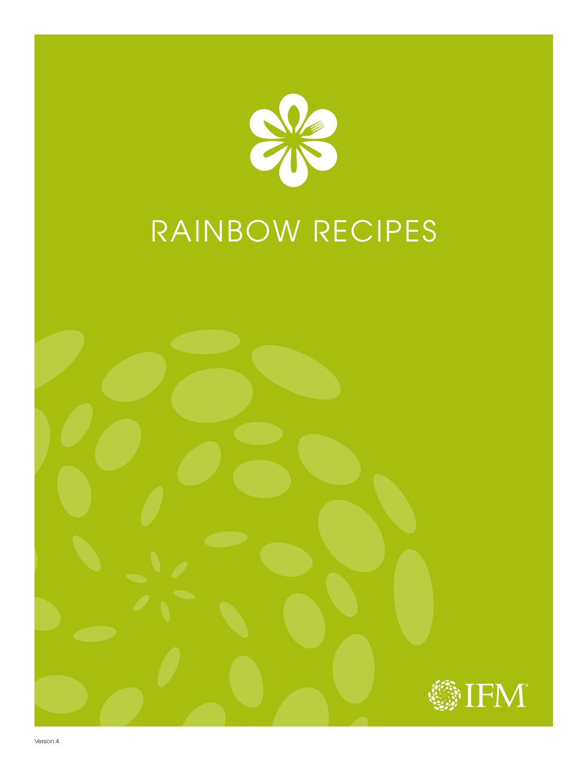# RAINBOW RECIPES

IFM®

Version 4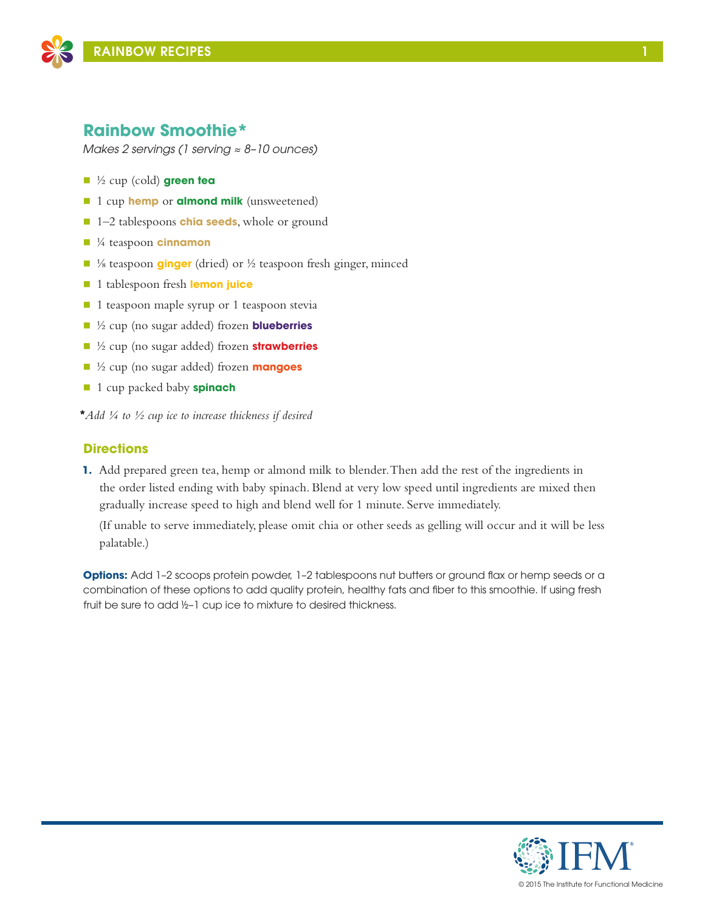## Rainbow Smoothie*

*Makes 2 servings (1 serving ≈ 8–10 ounces)*

- ½ cup (cold) **green tea**
- 1 cup **hemp** or **almond milk** (unsweetened)
- 1–2 tablespoons **chia seeds**, whole or ground
- ¼ teaspoon **cinnamon**
- ⅛ teaspoon **ginger** (dried) or ½ teaspoon fresh ginger, minced
- 1 tablespoon fresh **lemon juice**
- 1 teaspoon maple syrup or 1 teaspoon stevia
- ½ cup (no sugar added) frozen **blueberries**
- ½ cup (no sugar added) frozen **strawberries**
- ½ cup (no sugar added) frozen **mangoes**
- 1 cup packed baby **spinach**

**\***_Add ¼ to ½ cup ice to increase thickness if desired_

### Directions

1. Add prepared green tea, hemp or almond milk to blender. Then add the rest of the ingredients in the order listed ending with baby spinach. Blend at very low speed until ingredients are mixed then gradually increase speed to high and blend well for 1 minute. Serve immediately.

   (If unable to serve immediately, please omit chia or other seeds as gelling will occur and it will be less palatable.)

**Options:** Add 1–2 scoops protein powder, 1–2 tablespoons nut butters or ground flax or hemp seeds or a combination of these options to add quality protein, healthy fats and fiber to this smoothie. If using fresh fruit be sure to add ½–1 cup ice to mixture to desired thickness.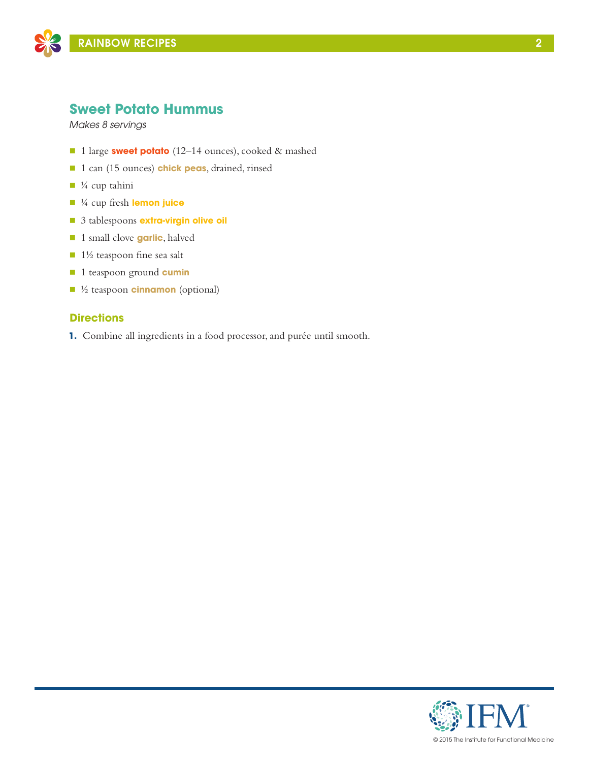## Sweet Potato Hummus

*Makes 8 servings*

- 1 large **sweet potato** (12–14 ounces), cooked & mashed
- 1 can (15 ounces) **chick peas**, drained, rinsed
- ¼ cup tahini
- ¼ cup fresh **lemon juice**
- 3 tablespoons **extra-virgin olive oil**
- 1 small clove **garlic**, halved
- 1½ teaspoon fine sea salt
- 1 teaspoon ground **cumin**
- ½ teaspoon **cinnamon** (optional)

### Directions

1. Combine all ingredients in a food processor, and purée until smooth.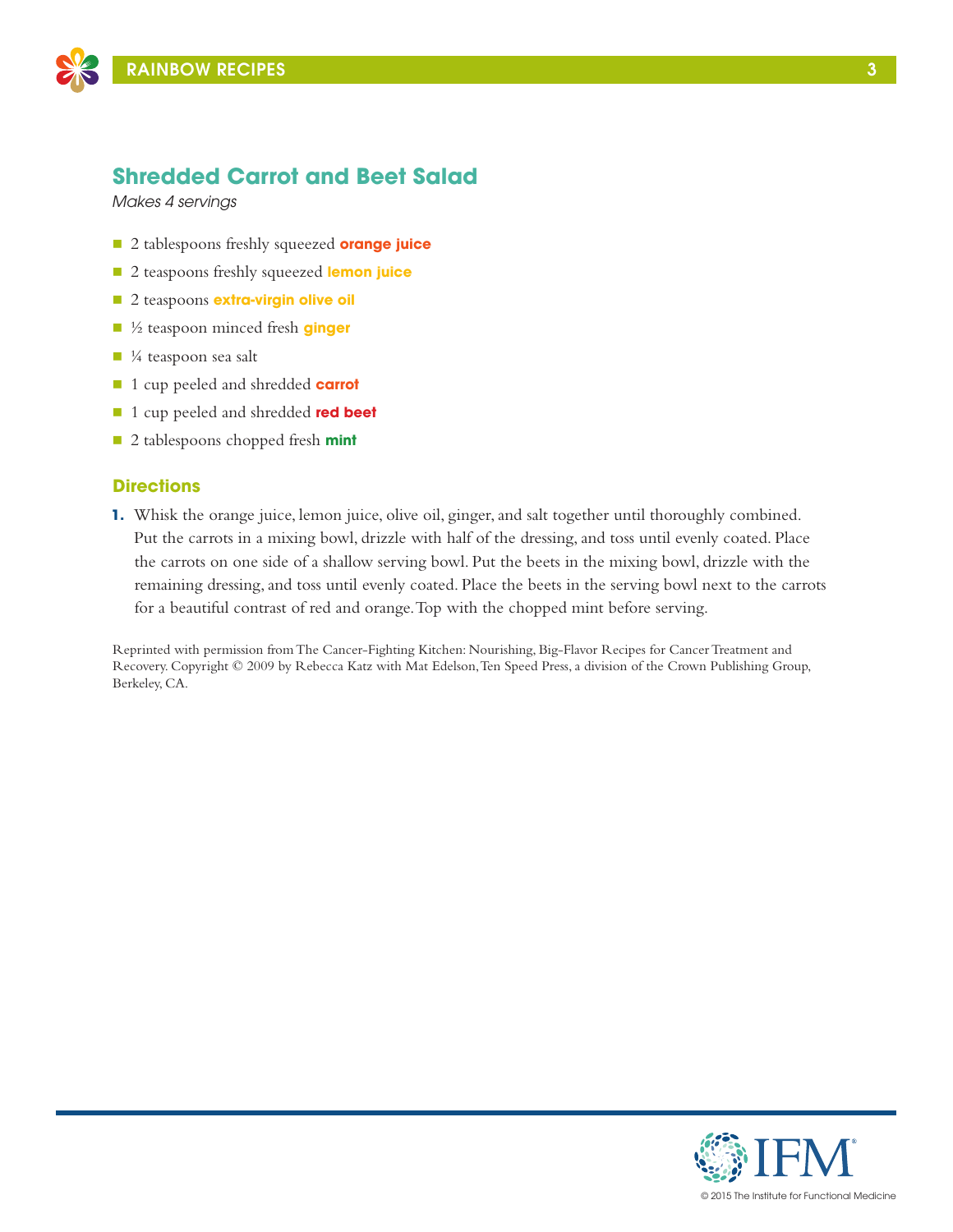## Shredded Carrot and Beet Salad

*Makes 4 servings*

- 2 tablespoons freshly squeezed **orange juice**
- 2 teaspoons freshly squeezed **lemon juice**
- 2 teaspoons **extra-virgin olive oil**
- ½ teaspoon minced fresh **ginger**
- ¼ teaspoon sea salt
- 1 cup peeled and shredded **carrot**
- 1 cup peeled and shredded **red beet**
- 2 tablespoons chopped fresh **mint**

### Directions

1. Whisk the orange juice, lemon juice, olive oil, ginger, and salt together until thoroughly combined. Put the carrots in a mixing bowl, drizzle with half of the dressing, and toss until evenly coated. Place the carrots on one side of a shallow serving bowl. Put the beets in the mixing bowl, drizzle with the remaining dressing, and toss until evenly coated. Place the beets in the serving bowl next to the carrots for a beautiful contrast of red and orange. Top with the chopped mint before serving.

Reprinted with permission from The Cancer-Fighting Kitchen: Nourishing, Big-Flavor Recipes for Cancer Treatment and Recovery. Copyright © 2009 by Rebecca Katz with Mat Edelson, Ten Speed Press, a division of the Crown Publishing Group, Berkeley, CA.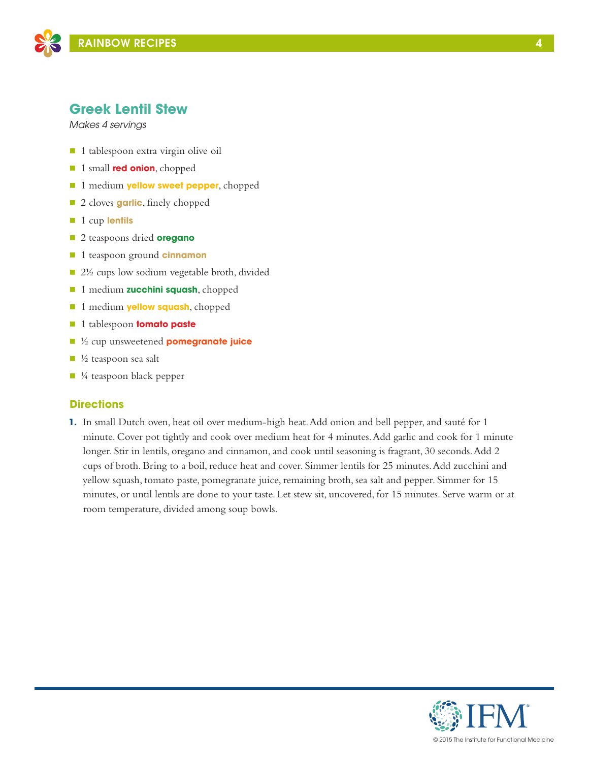## Greek Lentil Stew

*Makes 4 servings*

- 1 tablespoon extra virgin olive oil
- 1 small **red onion**, chopped
- 1 medium **yellow sweet pepper**, chopped
- 2 cloves **garlic**, finely chopped
- 1 cup **lentils**
- 2 teaspoons dried **oregano**
- 1 teaspoon ground **cinnamon**
- 2½ cups low sodium vegetable broth, divided
- 1 medium **zucchini squash**, chopped
- 1 medium **yellow squash**, chopped
- 1 tablespoon **tomato paste**
- ½ cup unsweetened **pomegranate juice**
- ½ teaspoon sea salt
- ¼ teaspoon black pepper

### Directions

1. In small Dutch oven, heat oil over medium-high heat. Add onion and bell pepper, and sauté for 1 minute. Cover pot tightly and cook over medium heat for 4 minutes. Add garlic and cook for 1 minute longer. Stir in lentils, oregano and cinnamon, and cook until seasoning is fragrant, 30 seconds. Add 2 cups of broth. Bring to a boil, reduce heat and cover. Simmer lentils for 25 minutes. Add zucchini and yellow squash, tomato paste, pomegranate juice, remaining broth, sea salt and pepper. Simmer for 15 minutes, or until lentils are done to your taste. Let stew sit, uncovered, for 15 minutes. Serve warm or at room temperature, divided among soup bowls.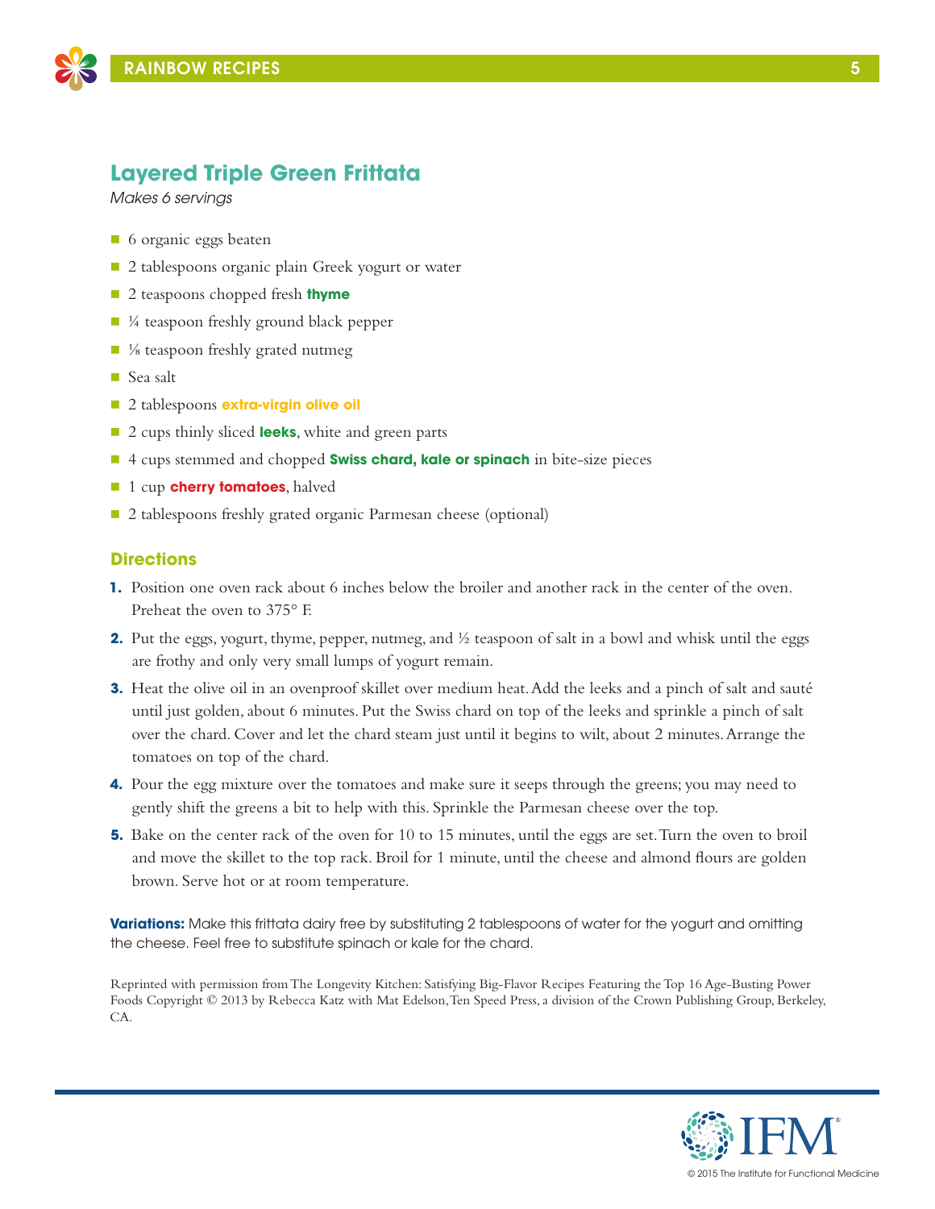## Layered Triple Green Frittata

*Makes 6 servings*

- 6 organic eggs beaten
- 2 tablespoons organic plain Greek yogurt or water
- 2 teaspoons chopped fresh **thyme**
- ¼ teaspoon freshly ground black pepper
- ⅛ teaspoon freshly grated nutmeg
- Sea salt
- 2 tablespoons **extra-virgin olive oil**
- 2 cups thinly sliced **leeks**, white and green parts
- 4 cups stemmed and chopped **Swiss chard, kale or spinach** in bite-size pieces
- 1 cup **cherry tomatoes**, halved
- 2 tablespoons freshly grated organic Parmesan cheese (optional)

### Directions

1. Position one oven rack about 6 inches below the broiler and another rack in the center of the oven. Preheat the oven to 375° F.
2. Put the eggs, yogurt, thyme, pepper, nutmeg, and ½ teaspoon of salt in a bowl and whisk until the eggs are frothy and only very small lumps of yogurt remain.
3. Heat the olive oil in an ovenproof skillet over medium heat. Add the leeks and a pinch of salt and sauté until just golden, about 6 minutes. Put the Swiss chard on top of the leeks and sprinkle a pinch of salt over the chard. Cover and let the chard steam just until it begins to wilt, about 2 minutes. Arrange the tomatoes on top of the chard.
4. Pour the egg mixture over the tomatoes and make sure it seeps through the greens; you may need to gently shift the greens a bit to help with this. Sprinkle the Parmesan cheese over the top.
5. Bake on the center rack of the oven for 10 to 15 minutes, until the eggs are set. Turn the oven to broil and move the skillet to the top rack. Broil for 1 minute, until the cheese and almond flours are golden brown. Serve hot or at room temperature.

**Variations:** Make this frittata dairy free by substituting 2 tablespoons of water for the yogurt and omitting the cheese. Feel free to substitute spinach or kale for the chard.

Reprinted with permission from The Longevity Kitchen: Satisfying Big-Flavor Recipes Featuring the Top 16 Age-Busting Power Foods Copyright © 2013 by Rebecca Katz with Mat Edelson, Ten Speed Press, a division of the Crown Publishing Group, Berkeley, CA.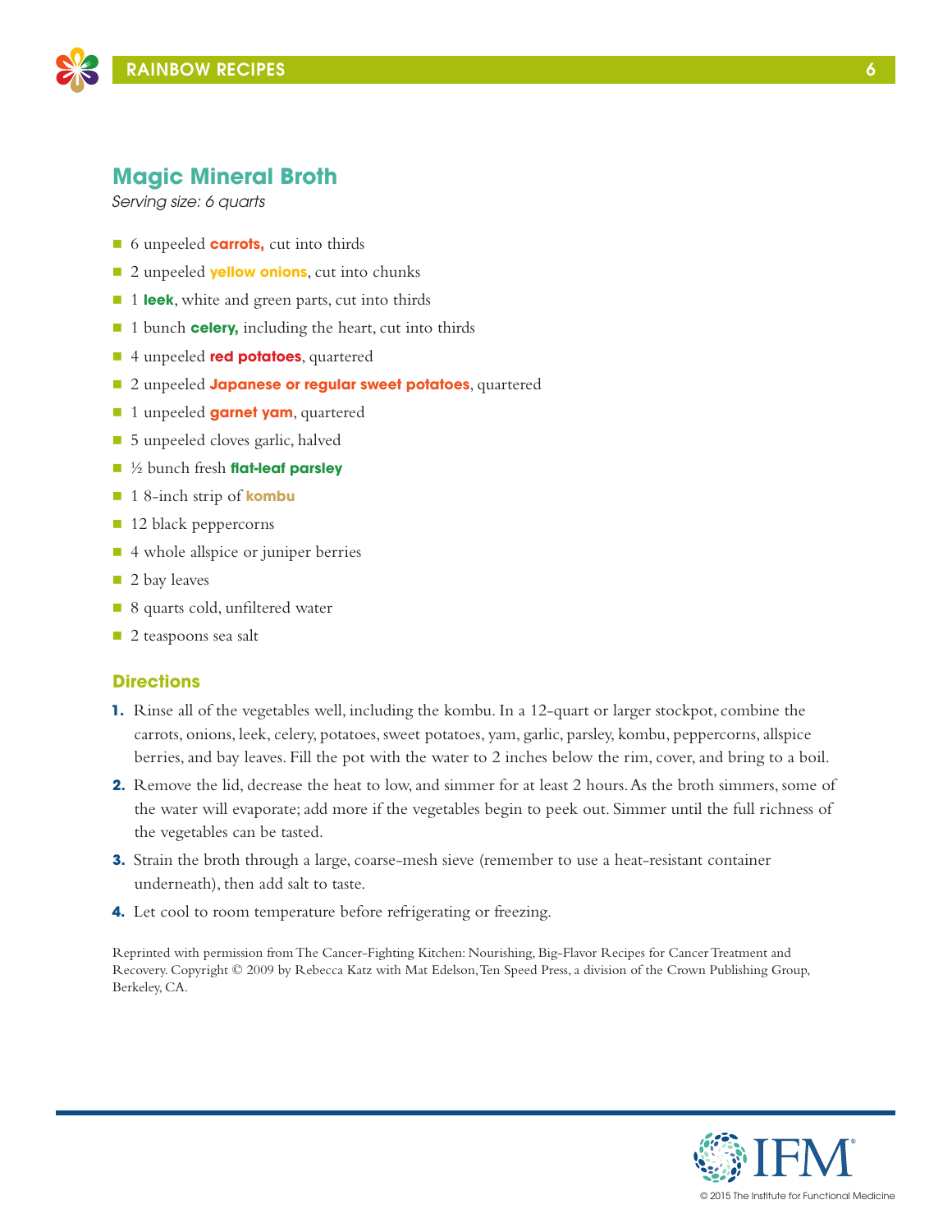## Magic Mineral Broth

*Serving size: 6 quarts*

- 6 unpeeled **carrots,** cut into thirds
- 2 unpeeled **yellow onions**, cut into chunks
- 1 **leek**, white and green parts, cut into thirds
- 1 bunch **celery,** including the heart, cut into thirds
- 4 unpeeled **red potatoes**, quartered
- 2 unpeeled **Japanese or regular sweet potatoes**, quartered
- 1 unpeeled **garnet yam**, quartered
- 5 unpeeled cloves garlic, halved
- ½ bunch fresh **flat-leaf parsley**
- 1 8-inch strip of **kombu**
- 12 black peppercorns
- 4 whole allspice or juniper berries
- 2 bay leaves
- 8 quarts cold, unfiltered water
- 2 teaspoons sea salt

### Directions

1. Rinse all of the vegetables well, including the kombu. In a 12-quart or larger stockpot, combine the carrots, onions, leek, celery, potatoes, sweet potatoes, yam, garlic, parsley, kombu, peppercorns, allspice berries, and bay leaves. Fill the pot with the water to 2 inches below the rim, cover, and bring to a boil.
2. Remove the lid, decrease the heat to low, and simmer for at least 2 hours. As the broth simmers, some of the water will evaporate; add more if the vegetables begin to peek out. Simmer until the full richness of the vegetables can be tasted.
3. Strain the broth through a large, coarse-mesh sieve (remember to use a heat-resistant container underneath), then add salt to taste.
4. Let cool to room temperature before refrigerating or freezing.

Reprinted with permission from The Cancer-Fighting Kitchen: Nourishing, Big-Flavor Recipes for Cancer Treatment and Recovery. Copyright © 2009 by Rebecca Katz with Mat Edelson, Ten Speed Press, a division of the Crown Publishing Group, Berkeley, CA.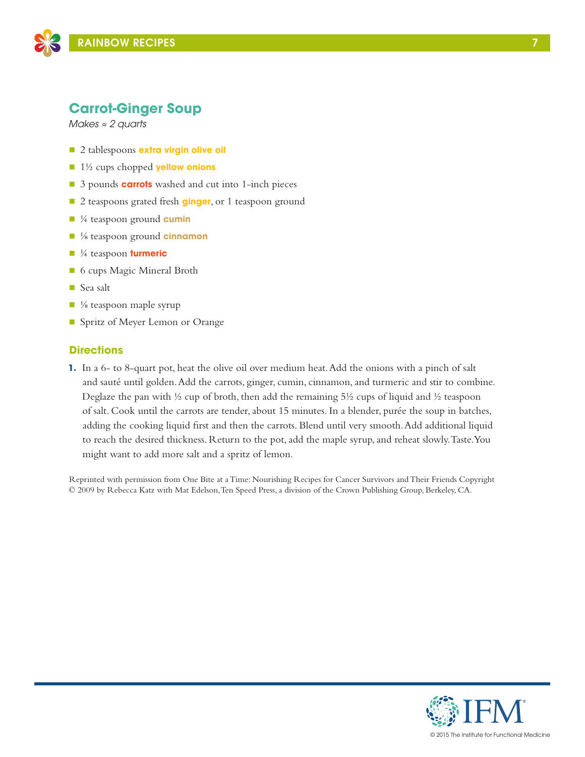## Carrot-Ginger Soup

*Makes ≈ 2 quarts*

- 2 tablespoons **extra virgin olive oil**
- 1½ cups chopped **yellow onions**
- 3 pounds **carrots** washed and cut into 1-inch pieces
- 2 teaspoons grated fresh **ginger**, or 1 teaspoon ground
- ¼ teaspoon ground **cumin**
- ⅛ teaspoon ground **cinnamon**
- ¼ teaspoon **turmeric**
- 6 cups Magic Mineral Broth
- Sea salt
- ⅛ teaspoon maple syrup
- Spritz of Meyer Lemon or Orange

### Directions

1. In a 6- to 8-quart pot, heat the olive oil over medium heat. Add the onions with a pinch of salt and sauté until golden. Add the carrots, ginger, cumin, cinnamon, and turmeric and stir to combine. Deglaze the pan with ½ cup of broth, then add the remaining 5½ cups of liquid and ½ teaspoon of salt. Cook until the carrots are tender, about 15 minutes. In a blender, purée the soup in batches, adding the cooking liquid first and then the carrots. Blend until very smooth. Add additional liquid to reach the desired thickness. Return to the pot, add the maple syrup, and reheat slowly. Taste. You might want to add more salt and a spritz of lemon.

Reprinted with permission from One Bite at a Time: Nourishing Recipes for Cancer Survivors and Their Friends Copyright © 2009 by Rebecca Katz with Mat Edelson, Ten Speed Press, a division of the Crown Publishing Group, Berkeley, CA.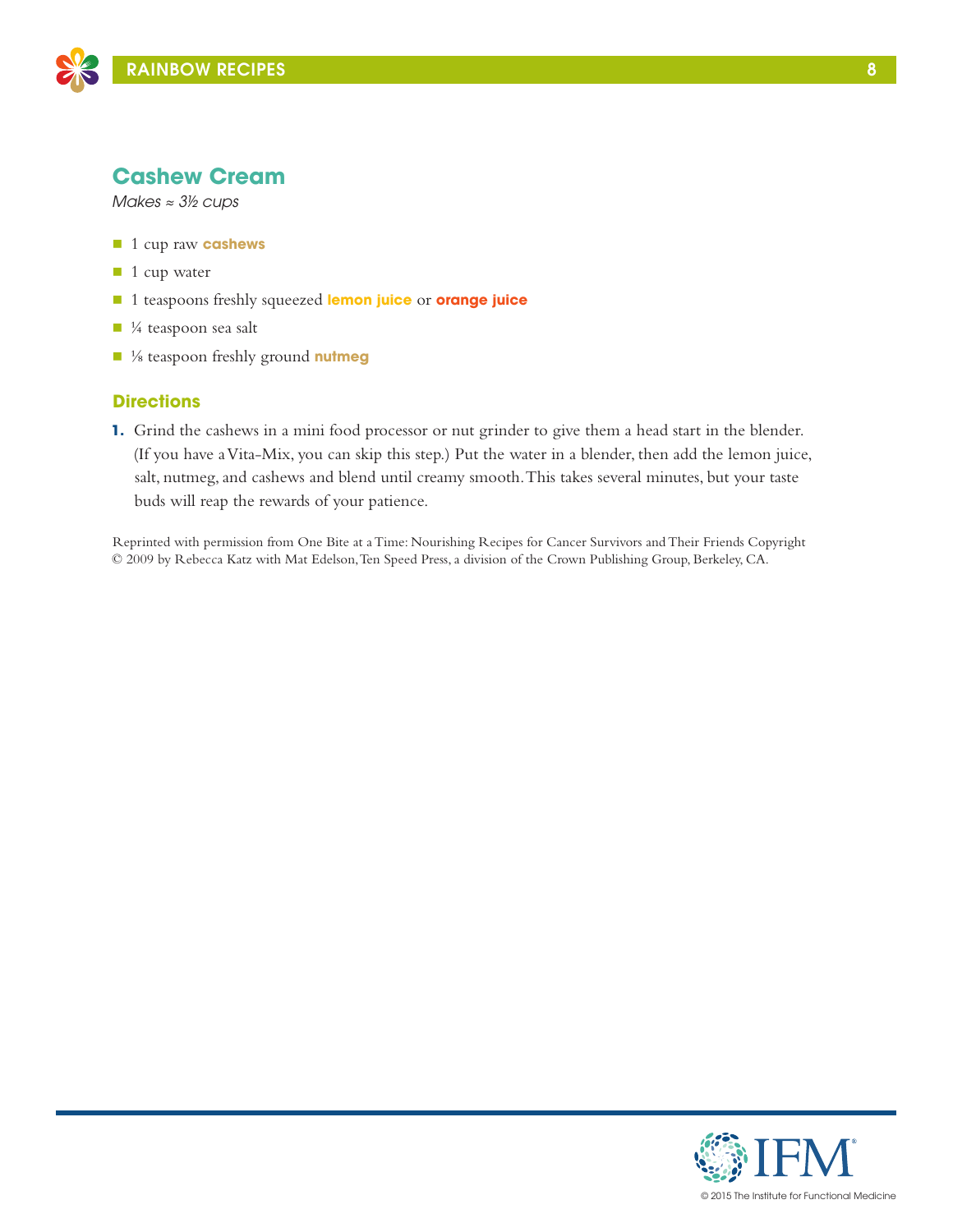## Cashew Cream

*Makes ≈ 3½ cups*

- 1 cup raw **cashews**
- 1 cup water
- 1 teaspoons freshly squeezed **lemon juice** or **orange juice**
- ¼ teaspoon sea salt
- ⅛ teaspoon freshly ground **nutmeg**

### Directions

1. Grind the cashews in a mini food processor or nut grinder to give them a head start in the blender. (If you have a Vita-Mix, you can skip this step.) Put the water in a blender, then add the lemon juice, salt, nutmeg, and cashews and blend until creamy smooth. This takes several minutes, but your taste buds will reap the rewards of your patience.

Reprinted with permission from One Bite at a Time: Nourishing Recipes for Cancer Survivors and Their Friends Copyright © 2009 by Rebecca Katz with Mat Edelson, Ten Speed Press, a division of the Crown Publishing Group, Berkeley, CA.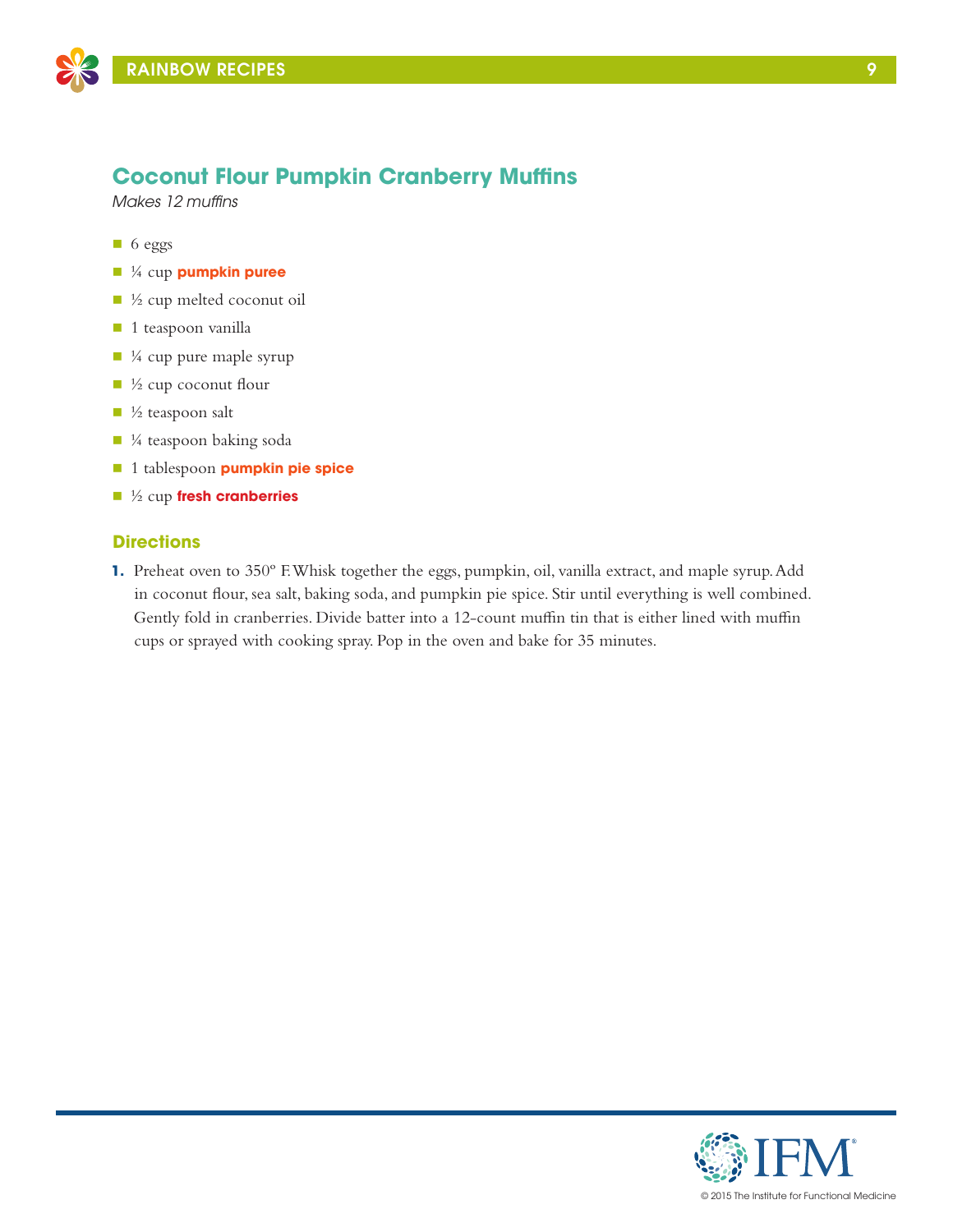## Coconut Flour Pumpkin Cranberry Muffins

*Makes 12 muffins*

- 6 eggs
- ¼ cup **pumpkin puree**
- ½ cup melted coconut oil
- 1 teaspoon vanilla
- ¼ cup pure maple syrup
- ½ cup coconut flour
- ½ teaspoon salt
- ¼ teaspoon baking soda
- 1 tablespoon **pumpkin pie spice**
- ½ cup **fresh cranberries**

### Directions

1. Preheat oven to 350° F. Whisk together the eggs, pumpkin, oil, vanilla extract, and maple syrup. Add in coconut flour, sea salt, baking soda, and pumpkin pie spice. Stir until everything is well combined. Gently fold in cranberries. Divide batter into a 12-count muffin tin that is either lined with muffin cups or sprayed with cooking spray. Pop in the oven and bake for 35 minutes.

© 2015 The Institute for Functional Medicine